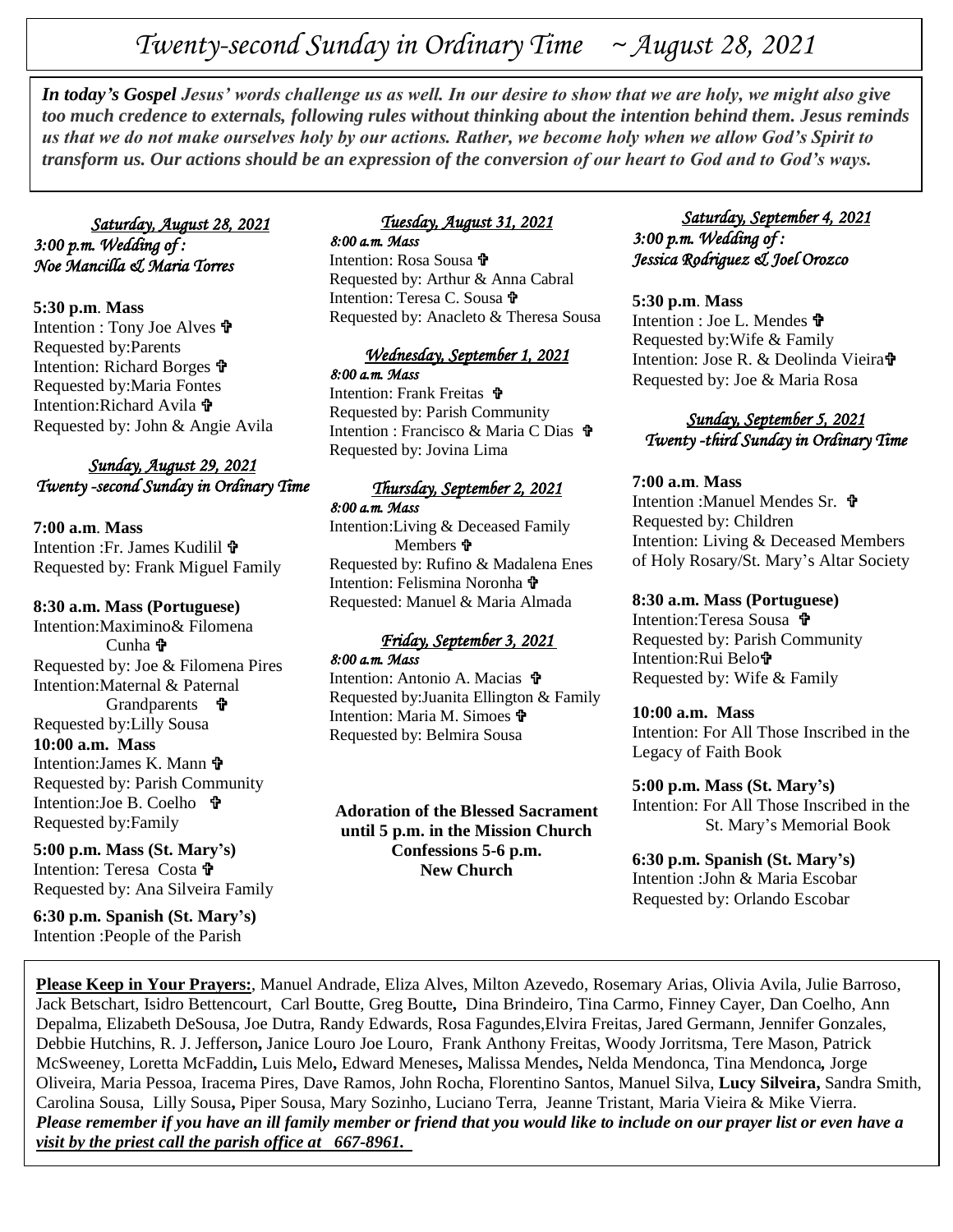# *Twenty-second Sunday in Ordinary Time ~ August 28, 2021*

***In today's Gospel** Jesus' words challenge us as well. In our desire to show that we are holy, we might also give too much credence to externals, following rules without thinking about the intention behind them. Jesus reminds us that we do not make ourselves holy by our actions. Rather, we become holy when we allow God's Spirit to transform us. Our actions should be an expression of the conversion of our heart to God and to God's ways.*

### *Saturday, August 28, 2021*

*3:00 p.m. Wedding of :*
*Noe Mancilla & Maria Torres*

**5:30 p.m. Mass**
Intention : Tony Joe Alves ✞
Requested by:Parents
Intention: Richard Borges ✞
Requested by:Maria Fontes
Intention:Richard Avila ✞
Requested by: John & Angie Avila

### *Sunday, August 29, 2021*
### *Twenty -second Sunday in Ordinary Time*

**7:00 a.m. Mass**
Intention :Fr. James Kudilil ✞
Requested by: Frank Miguel Family

**8:30 a.m. Mass (Portuguese)**
Intention:Maximino& Filomena Cunha ✞
Requested by: Joe & Filomena Pires
Intention:Maternal & Paternal Grandparents ✞
Requested by:Lilly Sousa

**10:00 a.m. Mass**
Intention:James K. Mann ✞
Requested by: Parish Community
Intention:Joe B. Coelho ✞
Requested by:Family

**5:00 p.m. Mass (St. Mary's)**
Intention: Teresa Costa ✞
Requested by: Ana Silveira Family

**6:30 p.m. Spanish (St. Mary's)**
Intention :People of the Parish

### *Tuesday, August 31, 2021*

*8:00 a.m. Mass*
Intention: Rosa Sousa ✞
Requested by: Arthur & Anna Cabral
Intention: Teresa C. Sousa ✞
Requested by: Anacleto & Theresa Sousa

### *Wednesday, September 1, 2021*

*8:00 a.m. Mass*
Intention: Frank Freitas ✞
Requested by: Parish Community
Intention : Francisco & Maria C Dias ✞
Requested by: Jovina Lima

### *Thursday, September 2, 2021*

*8:00 a.m. Mass*
Intention:Living & Deceased Family Members ✞
Requested by: Rufino & Madalena Enes
Intention: Felismina Noronha ✞
Requested: Manuel & Maria Almada

### *Friday, September 3, 2021*

*8:00 a.m. Mass*
Intention: Antonio A. Macias ✞
Requested by:Juanita Ellington & Family
Intention: Maria M. Simoes ✞
Requested by: Belmira Sousa

**Adoration of the Blessed Sacrament until 5 p.m. in the Mission Church**
**Confessions 5-6 p.m.**
**New Church**

### *Saturday, September 4, 2021*

*3:00 p.m. Wedding of :*
*Jessica Rodriguez & Joel Orozco*

**5:30 p.m. Mass**
Intention : Joe L. Mendes ✞
Requested by:Wife & Family
Intention: Jose R. & Deolinda Vieira✞
Requested by: Joe & Maria Rosa

### *Sunday, September 5, 2021*
### *Twenty -third Sunday in Ordinary Time*

**7:00 a.m. Mass**
Intention :Manuel Mendes Sr. ✞
Requested by: Children
Intention: Living & Deceased Members of Holy Rosary/St. Mary's Altar Society

**8:30 a.m. Mass (Portuguese)**
Intention:Teresa Sousa ✞
Requested by: Parish Community
Intention:Rui Belo✞
Requested by: Wife & Family

**10:00 a.m. Mass**
Intention: For All Those Inscribed in the Legacy of Faith Book

**5:00 p.m. Mass (St. Mary's)**
Intention: For All Those Inscribed in the St. Mary's Memorial Book

**6:30 p.m. Spanish (St. Mary's)**
Intention :John & Maria Escobar
Requested by: Orlando Escobar

**Please Keep in Your Prayers:**, Manuel Andrade, Eliza Alves, Milton Azevedo, Rosemary Arias, Olivia Avila, Julie Barroso, Jack Betschart, Isidro Bettencourt, Carl Boutte, Greg Boutte**,** Dina Brindeiro, Tina Carmo, Finney Cayer, Dan Coelho, Ann Depalma, Elizabeth DeSousa, Joe Dutra, Randy Edwards, Rosa Fagundes,Elvira Freitas, Jared Germann, Jennifer Gonzales, Debbie Hutchins, R. J. Jefferson**,** Janice Louro Joe Louro, Frank Anthony Freitas, Woody Jorritsma, Tere Mason, Patrick McSweeney, Loretta McFaddin**,** Luis Melo**,** Edward Meneses**,** Malissa Mendes**,** Nelda Mendonca, Tina Mendonca*,* Jorge Oliveira, Maria Pessoa, Iracema Pires, Dave Ramos, John Rocha, Florentino Santos, Manuel Silva, **Lucy Silveira,** Sandra Smith, Carolina Sousa, Lilly Sousa**,** Piper Sousa, Mary Sozinho, Luciano Terra, Jeanne Tristant, Maria Vieira & Mike Vierra.
***Please remember if you have an ill family member or friend that you would like to include on our prayer list or even have a visit by the priest call the parish office at 667-8961.***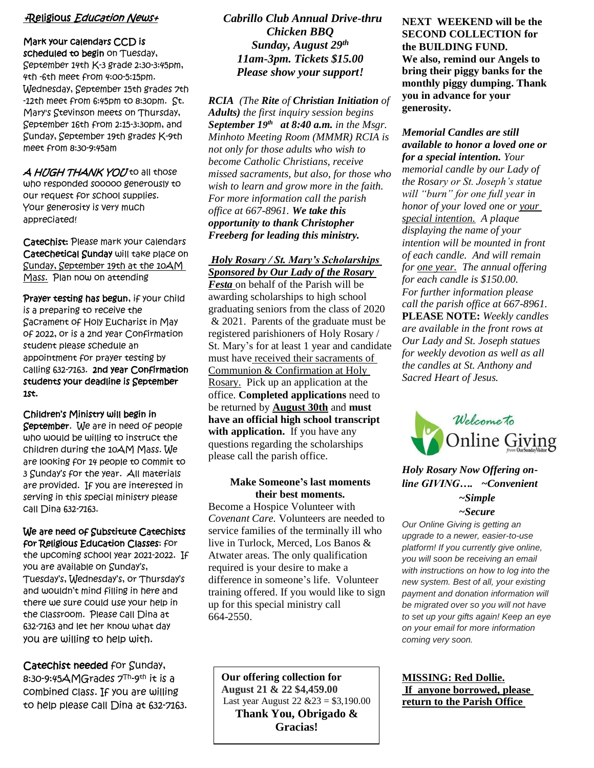## *Religious Education News*

**Mark your calendars CCD is scheduled to begin** on Tuesday, September 14th K-3 grade 2:30-3:45pm, 4th -6th meet from 4:00-5:15pm. Wednesday, September 15th grades 7th -12th meet from 6:45pm to 8:30pm. St. Mary's Stevinson meets on Thursday, September 16th from 2:15-3:30pm, and Sunday, September 19th grades K-9th meet from 8:30-9:45am

*A HUGH THANK YOU* to all those who responded sooooo generously to our request for school supplies. Your generosity is very much appreciated!

**Catechist:** Please mark your calendars **Catechetical Sunday** will take place on Sunday, September 19th at the 10AM Mass. Plan now on attending

**Prayer testing has begun**, if your child is a preparing to receive the Sacrament of Holy Eucharist in May of 2022, or is a 2nd year Confirmation student please schedule an appointment for prayer testing by calling 632-7163. **2nd year Confirmation students your deadline is September 1st.**

**Children's Ministry will begin in September**. We are in need of people who would be willing to instruct the children during the 10AM Mass. We are looking for 14 people to commit to 3 Sunday's for the year. All materials are provided. If you are interested in serving in this special ministry please call Dina 632-7163.

**We are need of Substitute Catechists for Religious Education Classes**: for the upcoming school year 2021-2022. If you are available on Sunday's, Tuesday's, Wednesday's, or Thursday's and wouldn't mind filling in here and there we sure could use your help in the classroom. Please call Dina at 632-7163 and let her know what day you are willing to help with.

**Catechist needed** for Sunday, 8:30-9:45AMGrades 7Th-9th it is a combined class. If you are willing to help please call Dina at 632-7163.

***Cabrillo Club Annual Drive-thru Chicken BBQ Sunday, August 29th 11am-3pm. Tickets $15.00 Please show your support!***

***RCIA** (The **Rite** of **Christian Initiation** of **Adults**) the first inquiry session begins **September 19th at 8:40 a.m.** in the Msgr. Minhoto Meeting Room (MMMR) RCIA is not only for those adults who wish to become Catholic Christians, receive missed sacraments, but also, for those who wish to learn and grow more in the faith. For more information call the parish office at 667-8961. **We take this opportunity to thank Christopher Freeberg for leading this ministry.***

***Holy Rosary / St. Mary's Scholarships Sponsored by Our Lady of the Rosary Festa*** on behalf of the Parish will be awarding scholarships to high school graduating seniors from the class of 2020 & 2021. Parents of the graduate must be registered parishioners of Holy Rosary / St. Mary's for at least 1 year and candidate must have received their sacraments of Communion & Confirmation at Holy Rosary. Pick up an application at the office. **Completed applications** need to be returned by **August 30th** and **must have an official high school transcript with application.** If you have any questions regarding the scholarships please call the parish office.

**Make Someone's last moments their best moments.**

Become a Hospice Volunteer with *Covenant Care.* Volunteers are needed to service families of the terminally ill who live in Turlock, Merced, Los Banos & Atwater areas. The only qualification required is your desire to make a difference in someone's life. Volunteer training offered. If you would like to sign up for this special ministry call 664-2550.

**Our offering collection for August 21 & 22 $4,459.00**
Last year August 22 &23 = $3,190.00
**Thank You, Obrigado & Gracias!**

**NEXT WEEKEND will be the SECOND COLLECTION for the BUILDING FUND. We also, remind our Angels to bring their piggy banks for the monthly piggy dumping. Thank you in advance for your generosity.**

***Memorial Candles are still available to honor a loved one or for a special intention.** Your memorial candle by our Lady of the Rosary or St. Joseph's statue will "burn" for one full year in honor of your loved one or your special intention. A plaque displaying the name of your intention will be mounted in front of each candle. And will remain for one year. The annual offering for each candle is $150.00. For further information please call the parish office at 667-8961.* **PLEASE NOTE:** *Weekly candles are available in the front rows at Our Lady and St. Joseph statues for weekly devotion as well as all the candles at St. Anthony and Sacred Heart of Jesus.*

Welcome to Online Giving from OurSundayVisitor

***Holy Rosary Now Offering on-line GIVING…. ~Convenient ~Simple ~Secure***

*Our Online Giving is getting an upgrade to a newer, easier-to-use platform! If you currently give online, you will soon be receiving an email with instructions on how to log into the new system. Best of all, your existing payment and donation information will be migrated over so you will not have to set up your gifts again! Keep an eye on your email for more information coming very soon.*

**MISSING: Red Dollie. If anyone borrowed, please return to the Parish Office**